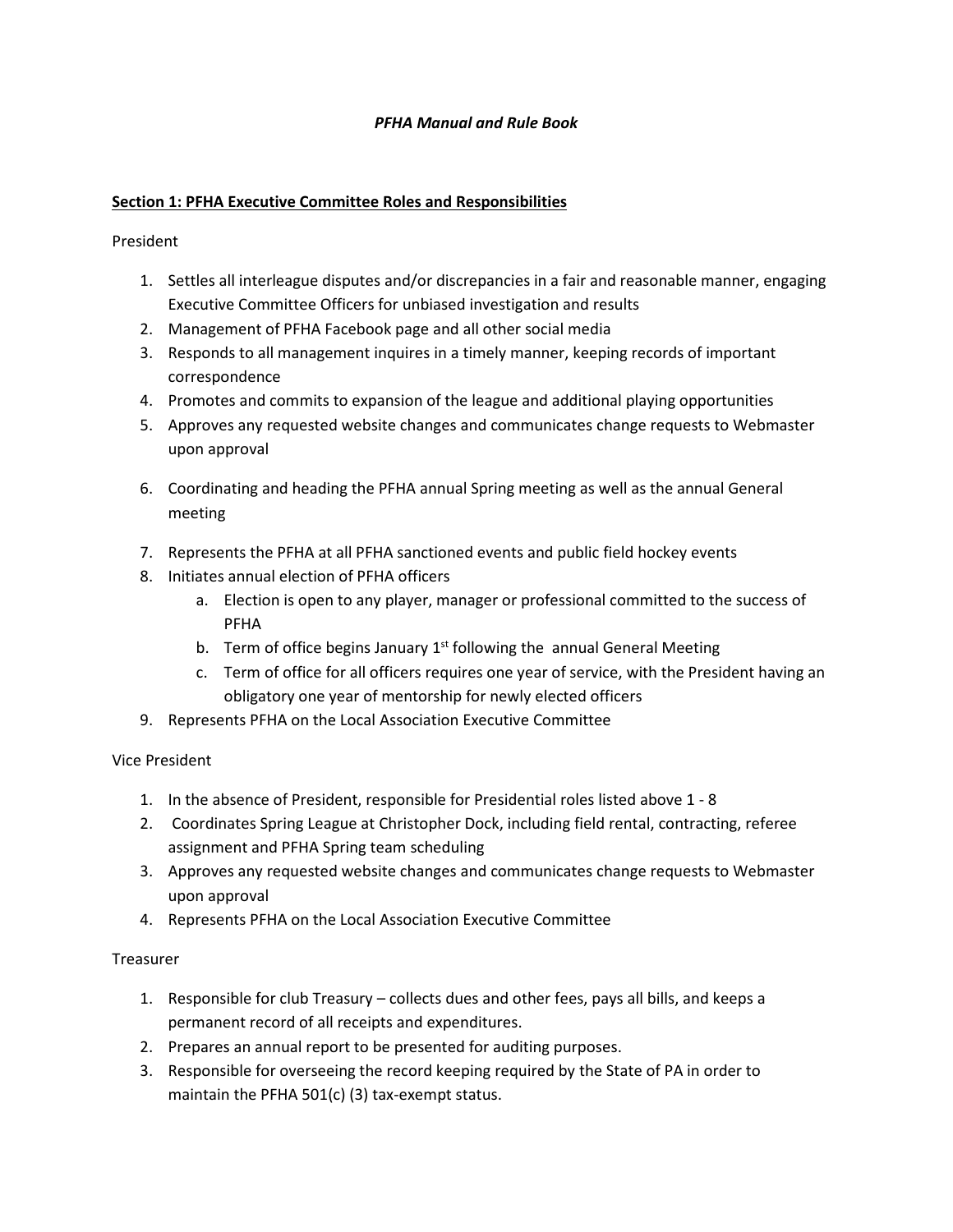*PFHA Manual and Rule Book*

**Section 1: PFHA Executive Committee Roles and Responsibilities**

President

1. Settles all interleague disputes and/or discrepancies in a fair and reasonable manner, engaging Executive Committee Officers for unbiased investigation and results
2. Management of PFHA Facebook page and all other social media
3. Responds to all management inquires in a timely manner, keeping records of important correspondence
4. Promotes and commits to expansion of the league and additional playing opportunities
5. Approves any requested website changes and communicates change requests to Webmaster upon approval
6. Coordinating and heading the PFHA annual Spring meeting as well as the annual General meeting
7. Represents the PFHA at all PFHA sanctioned events and public field hockey events
8. Initiates annual election of PFHA officers
   a. Election is open to any player, manager or professional committed to the success of PFHA
   b. Term of office begins January 1st following the annual General Meeting
   c. Term of office for all officers requires one year of service, with the President having an obligatory one year of mentorship for newly elected officers
9. Represents PFHA on the Local Association Executive Committee

Vice President

1. In the absence of President, responsible for Presidential roles listed above 1 - 8
2. Coordinates Spring League at Christopher Dock, including field rental, contracting, referee assignment and PFHA Spring team scheduling
3. Approves any requested website changes and communicates change requests to Webmaster upon approval
4. Represents PFHA on the Local Association Executive Committee

Treasurer

1. Responsible for club Treasury – collects dues and other fees, pays all bills, and keeps a permanent record of all receipts and expenditures.
2. Prepares an annual report to be presented for auditing purposes.
3. Responsible for overseeing the record keeping required by the State of PA in order to maintain the PFHA 501(c) (3) tax-exempt status.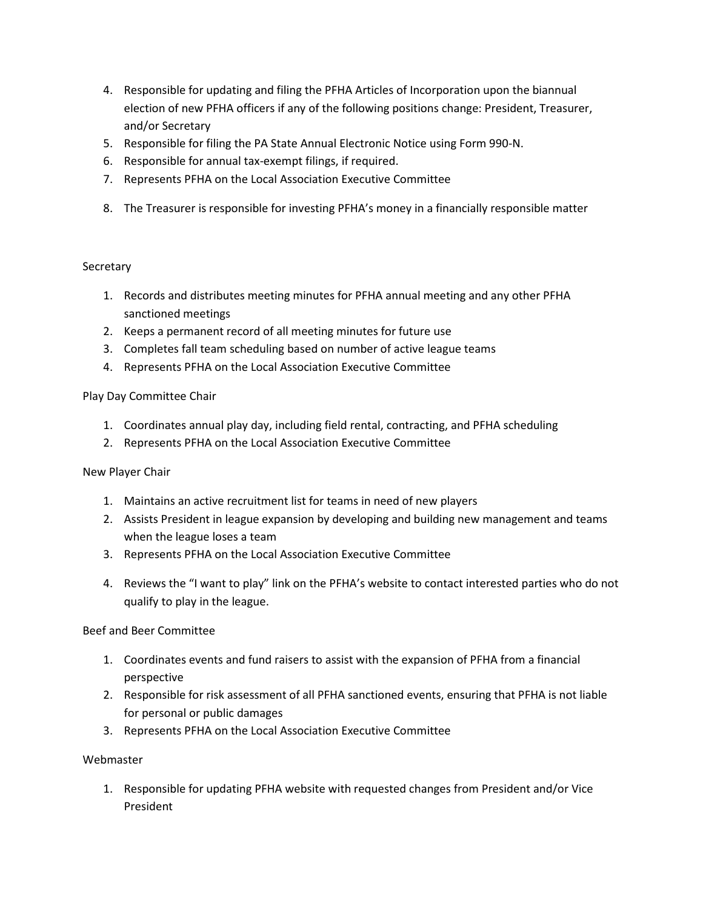4. Responsible for updating and filing the PFHA Articles of Incorporation upon the biannual election of new PFHA officers if any of the following positions change: President, Treasurer, and/or Secretary
5. Responsible for filing the PA State Annual Electronic Notice using Form 990-N.
6. Responsible for annual tax-exempt filings, if required.
7. Represents PFHA on the Local Association Executive Committee
8. The Treasurer is responsible for investing PFHA's money in a financially responsible matter

Secretary

1. Records and distributes meeting minutes for PFHA annual meeting and any other PFHA sanctioned meetings
2. Keeps a permanent record of all meeting minutes for future use
3. Completes fall team scheduling based on number of active league teams
4. Represents PFHA on the Local Association Executive Committee

Play Day Committee Chair

1. Coordinates annual play day, including field rental, contracting, and PFHA scheduling
2. Represents PFHA on the Local Association Executive Committee

New Player Chair

1. Maintains an active recruitment list for teams in need of new players
2. Assists President in league expansion by developing and building new management and teams when the league loses a team
3. Represents PFHA on the Local Association Executive Committee
4. Reviews the "I want to play" link on the PFHA's website to contact interested parties who do not qualify to play in the league.

Beef and Beer Committee

1. Coordinates events and fund raisers to assist with the expansion of PFHA from a financial perspective
2. Responsible for risk assessment of all PFHA sanctioned events, ensuring that PFHA is not liable for personal or public damages
3. Represents PFHA on the Local Association Executive Committee

Webmaster

1. Responsible for updating PFHA website with requested changes from President and/or Vice President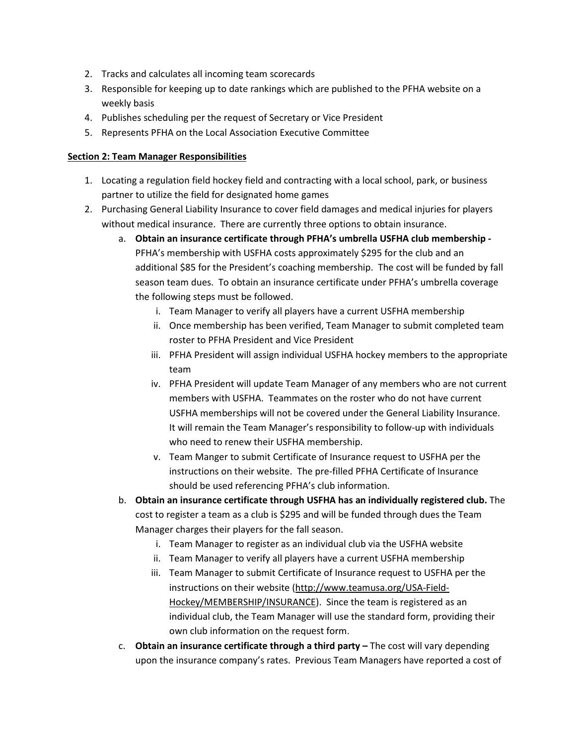2. Tracks and calculates all incoming team scorecards
3. Responsible for keeping up to date rankings which are published to the PFHA website on a weekly basis
4. Publishes scheduling per the request of Secretary or Vice President
5. Represents PFHA on the Local Association Executive Committee

**Section 2: Team Manager Responsibilities**

1. Locating a regulation field hockey field and contracting with a local school, park, or business partner to utilize the field for designated home games
2. Purchasing General Liability Insurance to cover field damages and medical injuries for players without medical insurance. There are currently three options to obtain insurance.
    a. **Obtain an insurance certificate through PFHA's umbrella USFHA club membership -** PFHA's membership with USFHA costs approximately $295 for the club and an additional $85 for the President's coaching membership. The cost will be funded by fall season team dues. To obtain an insurance certificate under PFHA's umbrella coverage the following steps must be followed.
        i. Team Manager to verify all players have a current USFHA membership
        ii. Once membership has been verified, Team Manager to submit completed team roster to PFHA President and Vice President
        iii. PFHA President will assign individual USFHA hockey members to the appropriate team
        iv. PFHA President will update Team Manager of any members who are not current members with USFHA. Teammates on the roster who do not have current USFHA memberships will not be covered under the General Liability Insurance. It will remain the Team Manager's responsibility to follow-up with individuals who need to renew their USFHA membership.
        v. Team Manger to submit Certificate of Insurance request to USFHA per the instructions on their website. The pre-filled PFHA Certificate of Insurance should be used referencing PFHA's club information.
    b. **Obtain an insurance certificate through USFHA has an individually registered club.** The cost to register a team as a club is $295 and will be funded through dues the Team Manager charges their players for the fall season.
        i. Team Manager to register as an individual club via the USFHA website
        ii. Team Manager to verify all players have a current USFHA membership
        iii. Team Manager to submit Certificate of Insurance request to USFHA per the instructions on their website (http://www.teamusa.org/USA-Field-Hockey/MEMBERSHIP/INSURANCE). Since the team is registered as an individual club, the Team Manager will use the standard form, providing their own club information on the request form.
    c. **Obtain an insurance certificate through a third party –** The cost will vary depending upon the insurance company's rates. Previous Team Managers have reported a cost of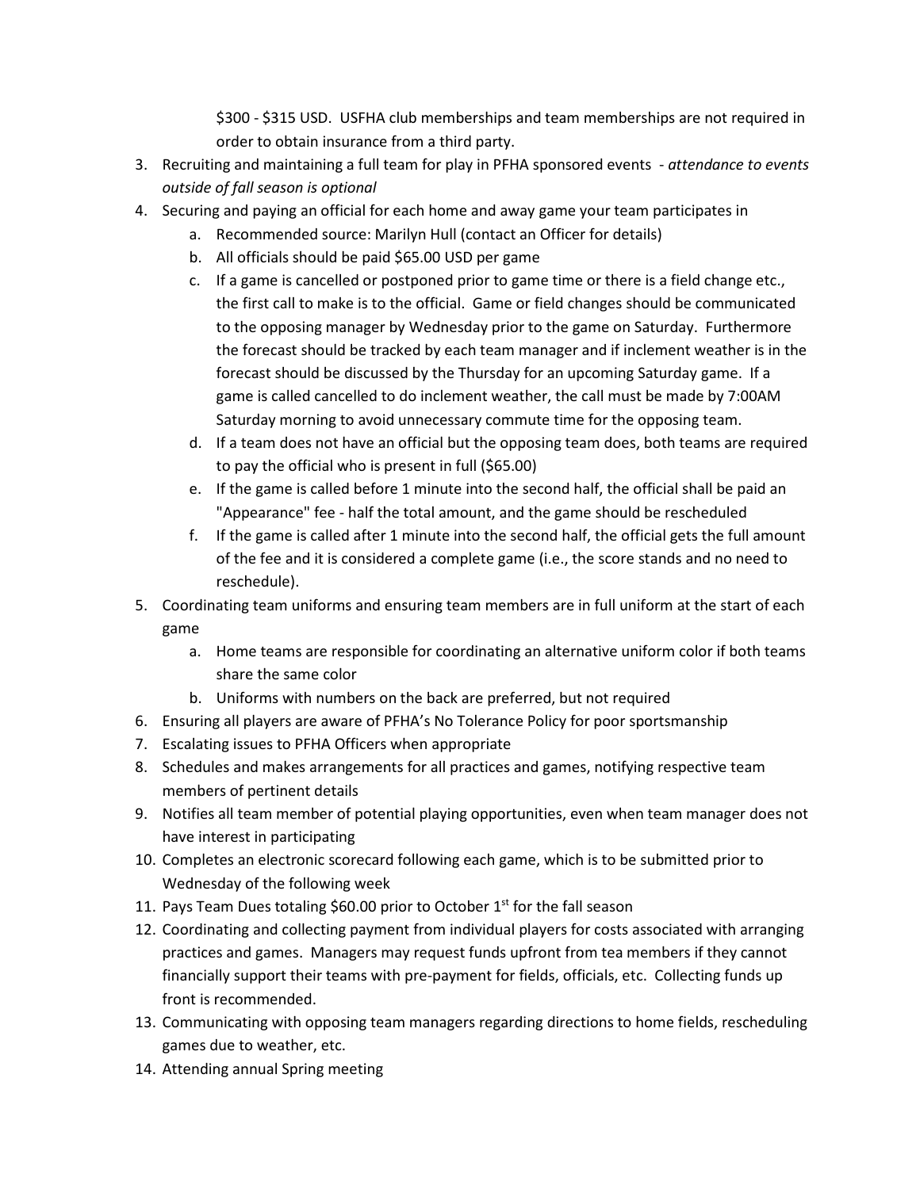$300 - $315 USD. USFHA club memberships and team memberships are not required in order to obtain insurance from a third party.

3. Recruiting and maintaining a full team for play in PFHA sponsored events - *attendance to events outside of fall season is optional*
4. Securing and paying an official for each home and away game your team participates in
   a. Recommended source: Marilyn Hull (contact an Officer for details)
   b. All officials should be paid $65.00 USD per game
   c. If a game is cancelled or postponed prior to game time or there is a field change etc., the first call to make is to the official. Game or field changes should be communicated to the opposing manager by Wednesday prior to the game on Saturday. Furthermore the forecast should be tracked by each team manager and if inclement weather is in the forecast should be discussed by the Thursday for an upcoming Saturday game. If a game is called cancelled to do inclement weather, the call must be made by 7:00AM Saturday morning to avoid unnecessary commute time for the opposing team.
   d. If a team does not have an official but the opposing team does, both teams are required to pay the official who is present in full ($65.00)
   e. If the game is called before 1 minute into the second half, the official shall be paid an "Appearance" fee - half the total amount, and the game should be rescheduled
   f. If the game is called after 1 minute into the second half, the official gets the full amount of the fee and it is considered a complete game (i.e., the score stands and no need to reschedule).
5. Coordinating team uniforms and ensuring team members are in full uniform at the start of each game
   a. Home teams are responsible for coordinating an alternative uniform color if both teams share the same color
   b. Uniforms with numbers on the back are preferred, but not required
6. Ensuring all players are aware of PFHA's No Tolerance Policy for poor sportsmanship
7. Escalating issues to PFHA Officers when appropriate
8. Schedules and makes arrangements for all practices and games, notifying respective team members of pertinent details
9. Notifies all team member of potential playing opportunities, even when team manager does not have interest in participating
10. Completes an electronic scorecard following each game, which is to be submitted prior to Wednesday of the following week
11. Pays Team Dues totaling $60.00 prior to October 1st for the fall season
12. Coordinating and collecting payment from individual players for costs associated with arranging practices and games. Managers may request funds upfront from tea members if they cannot financially support their teams with pre-payment for fields, officials, etc. Collecting funds up front is recommended.
13. Communicating with opposing team managers regarding directions to home fields, rescheduling games due to weather, etc.
14. Attending annual Spring meeting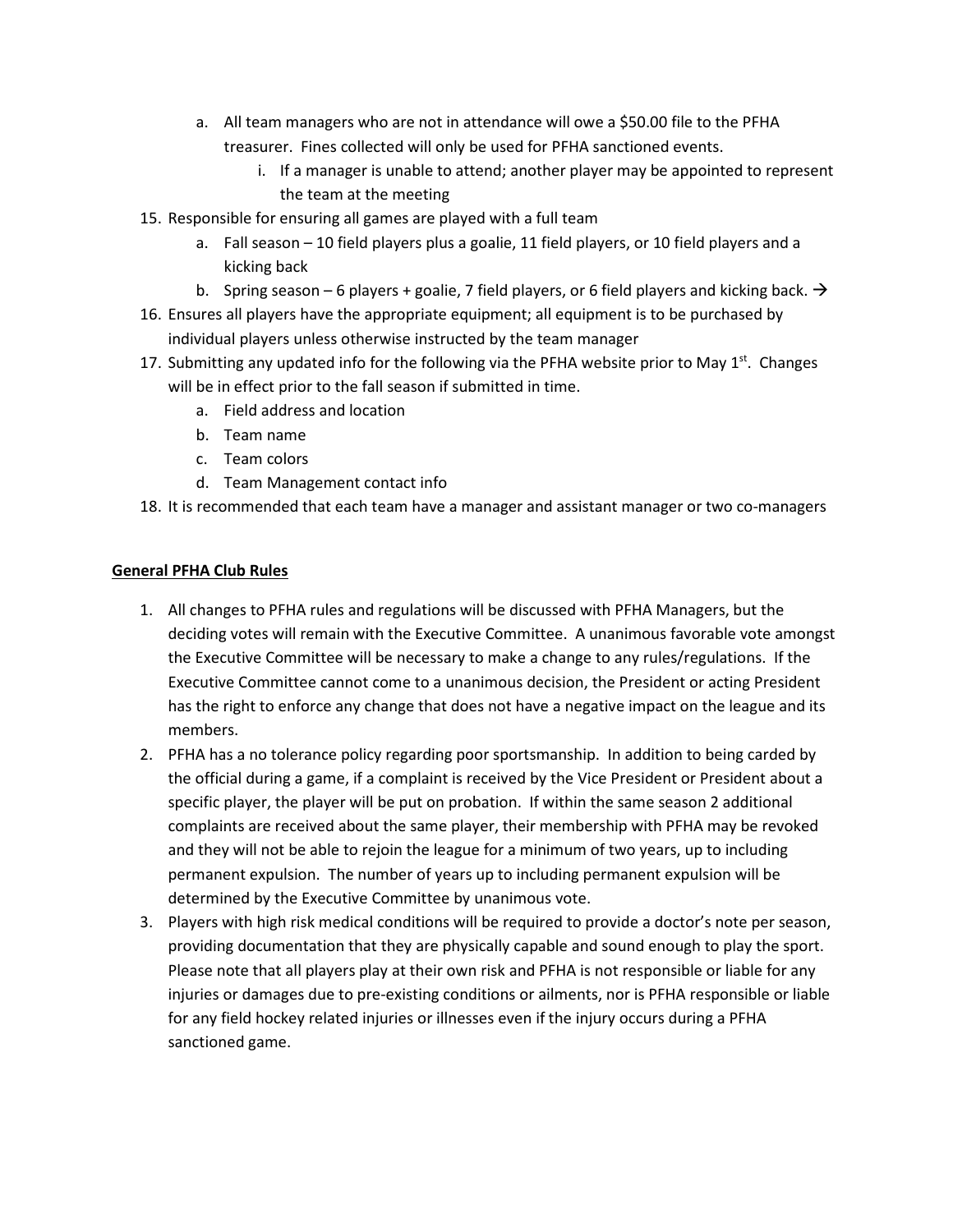a. All team managers who are not in attendance will owe a $50.00 file to the PFHA treasurer. Fines collected will only be used for PFHA sanctioned events.
      i. If a manager is unable to attend; another player may be appointed to represent the team at the meeting
15. Responsible for ensuring all games are played with a full team
    a. Fall season – 10 field players plus a goalie, 11 field players, or 10 field players and a kicking back
    b. Spring season – 6 players + goalie, 7 field players, or 6 field players and kicking back. →
16. Ensures all players have the appropriate equipment; all equipment is to be purchased by individual players unless otherwise instructed by the team manager
17. Submitting any updated info for the following via the PFHA website prior to May 1st. Changes will be in effect prior to the fall season if submitted in time.
    a. Field address and location
    b. Team name
    c. Team colors
    d. Team Management contact info
18. It is recommended that each team have a manager and assistant manager or two co-managers

**General PFHA Club Rules**

1. All changes to PFHA rules and regulations will be discussed with PFHA Managers, but the deciding votes will remain with the Executive Committee. A unanimous favorable vote amongst the Executive Committee will be necessary to make a change to any rules/regulations. If the Executive Committee cannot come to a unanimous decision, the President or acting President has the right to enforce any change that does not have a negative impact on the league and its members.
2. PFHA has a no tolerance policy regarding poor sportsmanship. In addition to being carded by the official during a game, if a complaint is received by the Vice President or President about a specific player, the player will be put on probation. If within the same season 2 additional complaints are received about the same player, their membership with PFHA may be revoked and they will not be able to rejoin the league for a minimum of two years, up to including permanent expulsion. The number of years up to including permanent expulsion will be determined by the Executive Committee by unanimous vote.
3. Players with high risk medical conditions will be required to provide a doctor's note per season, providing documentation that they are physically capable and sound enough to play the sport. Please note that all players play at their own risk and PFHA is not responsible or liable for any injuries or damages due to pre-existing conditions or ailments, nor is PFHA responsible or liable for any field hockey related injuries or illnesses even if the injury occurs during a PFHA sanctioned game.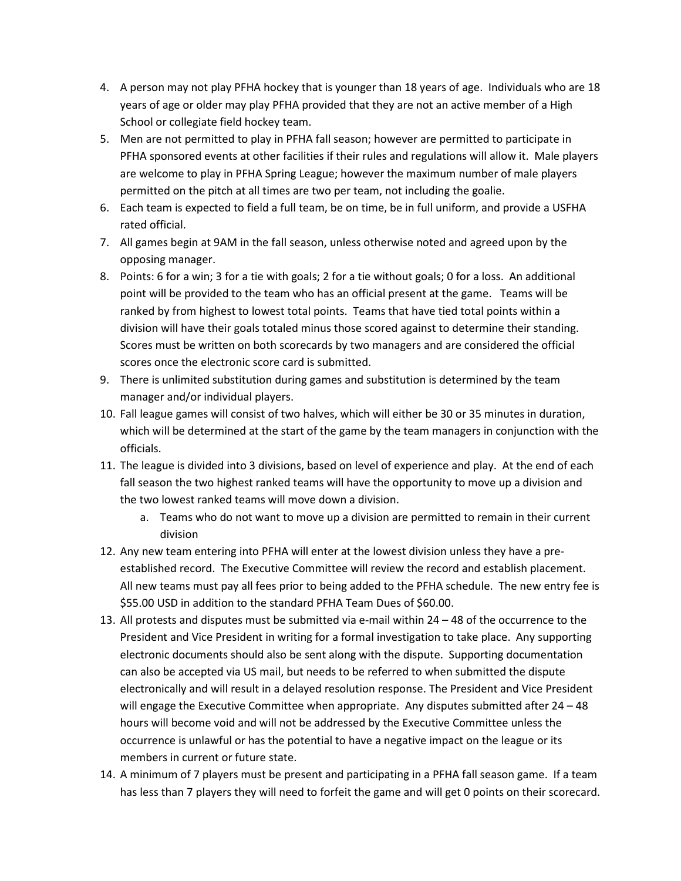4. A person may not play PFHA hockey that is younger than 18 years of age. Individuals who are 18 years of age or older may play PFHA provided that they are not an active member of a High School or collegiate field hockey team.
5. Men are not permitted to play in PFHA fall season; however are permitted to participate in PFHA sponsored events at other facilities if their rules and regulations will allow it. Male players are welcome to play in PFHA Spring League; however the maximum number of male players permitted on the pitch at all times are two per team, not including the goalie.
6. Each team is expected to field a full team, be on time, be in full uniform, and provide a USFHA rated official.
7. All games begin at 9AM in the fall season, unless otherwise noted and agreed upon by the opposing manager.
8. Points: 6 for a win; 3 for a tie with goals; 2 for a tie without goals; 0 for a loss. An additional point will be provided to the team who has an official present at the game. Teams will be ranked by from highest to lowest total points. Teams that have tied total points within a division will have their goals totaled minus those scored against to determine their standing. Scores must be written on both scorecards by two managers and are considered the official scores once the electronic score card is submitted.
9. There is unlimited substitution during games and substitution is determined by the team manager and/or individual players.
10. Fall league games will consist of two halves, which will either be 30 or 35 minutes in duration, which will be determined at the start of the game by the team managers in conjunction with the officials.
11. The league is divided into 3 divisions, based on level of experience and play. At the end of each fall season the two highest ranked teams will have the opportunity to move up a division and the two lowest ranked teams will move down a division.
    a. Teams who do not want to move up a division are permitted to remain in their current division
12. Any new team entering into PFHA will enter at the lowest division unless they have a pre-established record. The Executive Committee will review the record and establish placement. All new teams must pay all fees prior to being added to the PFHA schedule. The new entry fee is $55.00 USD in addition to the standard PFHA Team Dues of $60.00.
13. All protests and disputes must be submitted via e-mail within 24 – 48 of the occurrence to the President and Vice President in writing for a formal investigation to take place. Any supporting electronic documents should also be sent along with the dispute. Supporting documentation can also be accepted via US mail, but needs to be referred to when submitted the dispute electronically and will result in a delayed resolution response. The President and Vice President will engage the Executive Committee when appropriate. Any disputes submitted after 24 – 48 hours will become void and will not be addressed by the Executive Committee unless the occurrence is unlawful or has the potential to have a negative impact on the league or its members in current or future state.
14. A minimum of 7 players must be present and participating in a PFHA fall season game. If a team has less than 7 players they will need to forfeit the game and will get 0 points on their scorecard.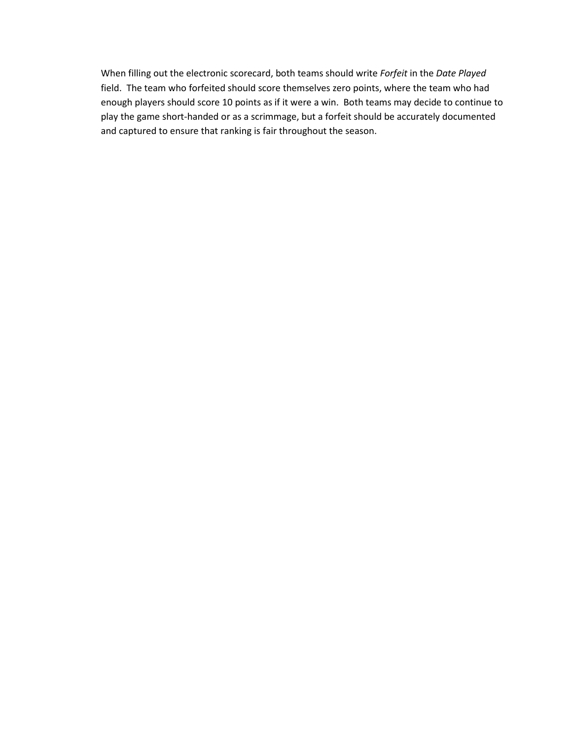When filling out the electronic scorecard, both teams should write *Forfeit* in the *Date Played* field. The team who forfeited should score themselves zero points, where the team who had enough players should score 10 points as if it were a win. Both teams may decide to continue to play the game short-handed or as a scrimmage, but a forfeit should be accurately documented and captured to ensure that ranking is fair throughout the season.